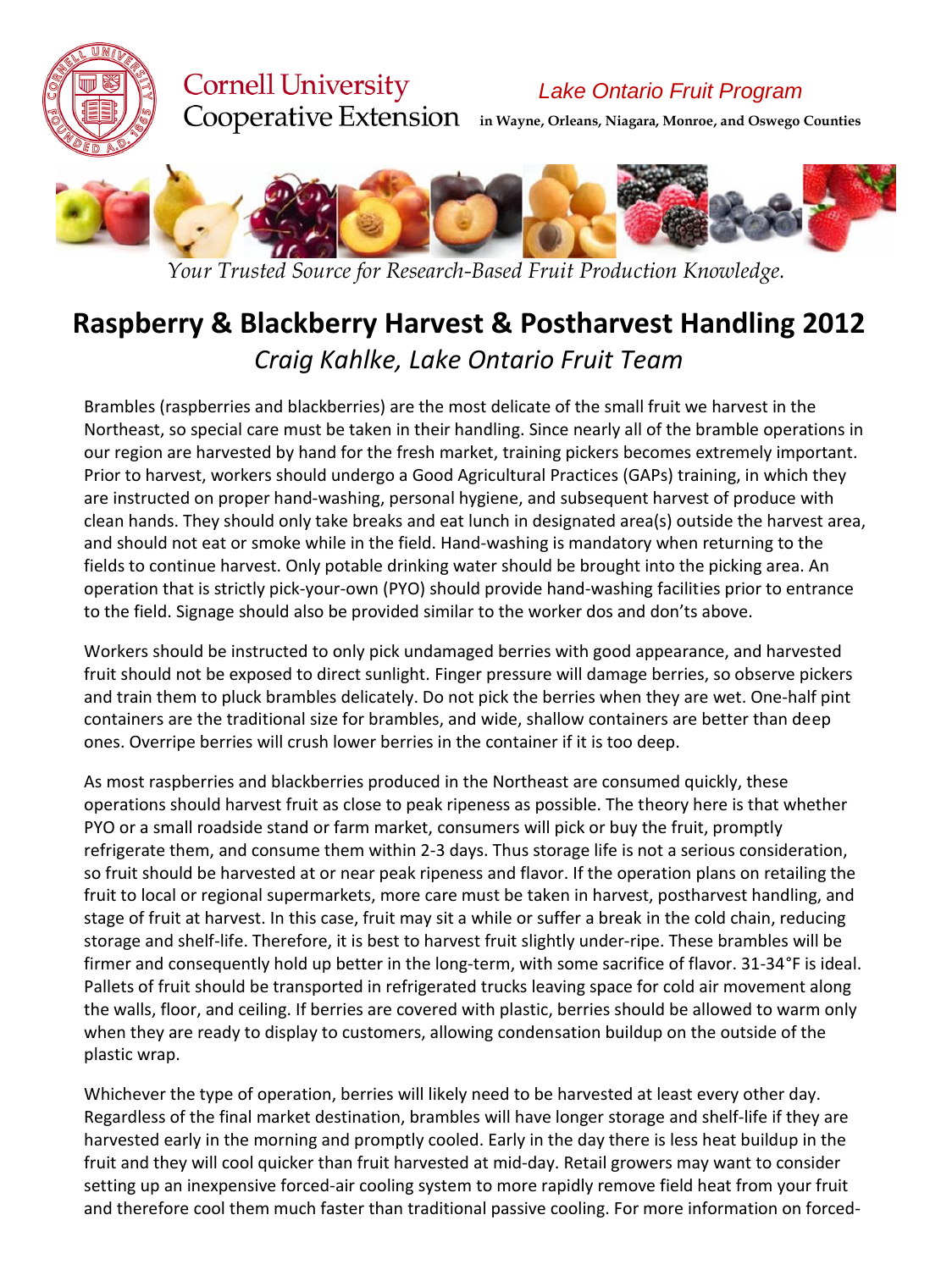Cornell University Cooperative Extension

*Lake Ontario Fruit Program*

**in Wayne, Orleans, Niagara, Monroe, and Oswego Counties**

*Your Trusted Source for Research-Based Fruit Production Knowledge.*

# Raspberry & Blackberry Harvest & Postharvest Handling 2012

*Craig Kahlke, Lake Ontario Fruit Team*

Brambles (raspberries and blackberries) are the most delicate of the small fruit we harvest in the Northeast, so special care must be taken in their handling. Since nearly all of the bramble operations in our region are harvested by hand for the fresh market, training pickers becomes extremely important. Prior to harvest, workers should undergo a Good Agricultural Practices (GAPs) training, in which they are instructed on proper hand-washing, personal hygiene, and subsequent harvest of produce with clean hands. They should only take breaks and eat lunch in designated area(s) outside the harvest area, and should not eat or smoke while in the field. Hand-washing is mandatory when returning to the fields to continue harvest. Only potable drinking water should be brought into the picking area. An operation that is strictly pick-your-own (PYO) should provide hand-washing facilities prior to entrance to the field. Signage should also be provided similar to the worker dos and don'ts above.

Workers should be instructed to only pick undamaged berries with good appearance, and harvested fruit should not be exposed to direct sunlight. Finger pressure will damage berries, so observe pickers and train them to pluck brambles delicately. Do not pick the berries when they are wet. One-half pint containers are the traditional size for brambles, and wide, shallow containers are better than deep ones. Overripe berries will crush lower berries in the container if it is too deep.

As most raspberries and blackberries produced in the Northeast are consumed quickly, these operations should harvest fruit as close to peak ripeness as possible. The theory here is that whether PYO or a small roadside stand or farm market, consumers will pick or buy the fruit, promptly refrigerate them, and consume them within 2-3 days. Thus storage life is not a serious consideration, so fruit should be harvested at or near peak ripeness and flavor. If the operation plans on retailing the fruit to local or regional supermarkets, more care must be taken in harvest, postharvest handling, and stage of fruit at harvest. In this case, fruit may sit a while or suffer a break in the cold chain, reducing storage and shelf-life. Therefore, it is best to harvest fruit slightly under-ripe. These brambles will be firmer and consequently hold up better in the long-term, with some sacrifice of flavor. 31-34°F is ideal. Pallets of fruit should be transported in refrigerated trucks leaving space for cold air movement along the walls, floor, and ceiling. If berries are covered with plastic, berries should be allowed to warm only when they are ready to display to customers, allowing condensation buildup on the outside of the plastic wrap.

Whichever the type of operation, berries will likely need to be harvested at least every other day. Regardless of the final market destination, brambles will have longer storage and shelf-life if they are harvested early in the morning and promptly cooled. Early in the day there is less heat buildup in the fruit and they will cool quicker than fruit harvested at mid-day. Retail growers may want to consider setting up an inexpensive forced-air cooling system to more rapidly remove field heat from your fruit and therefore cool them much faster than traditional passive cooling. For more information on forced-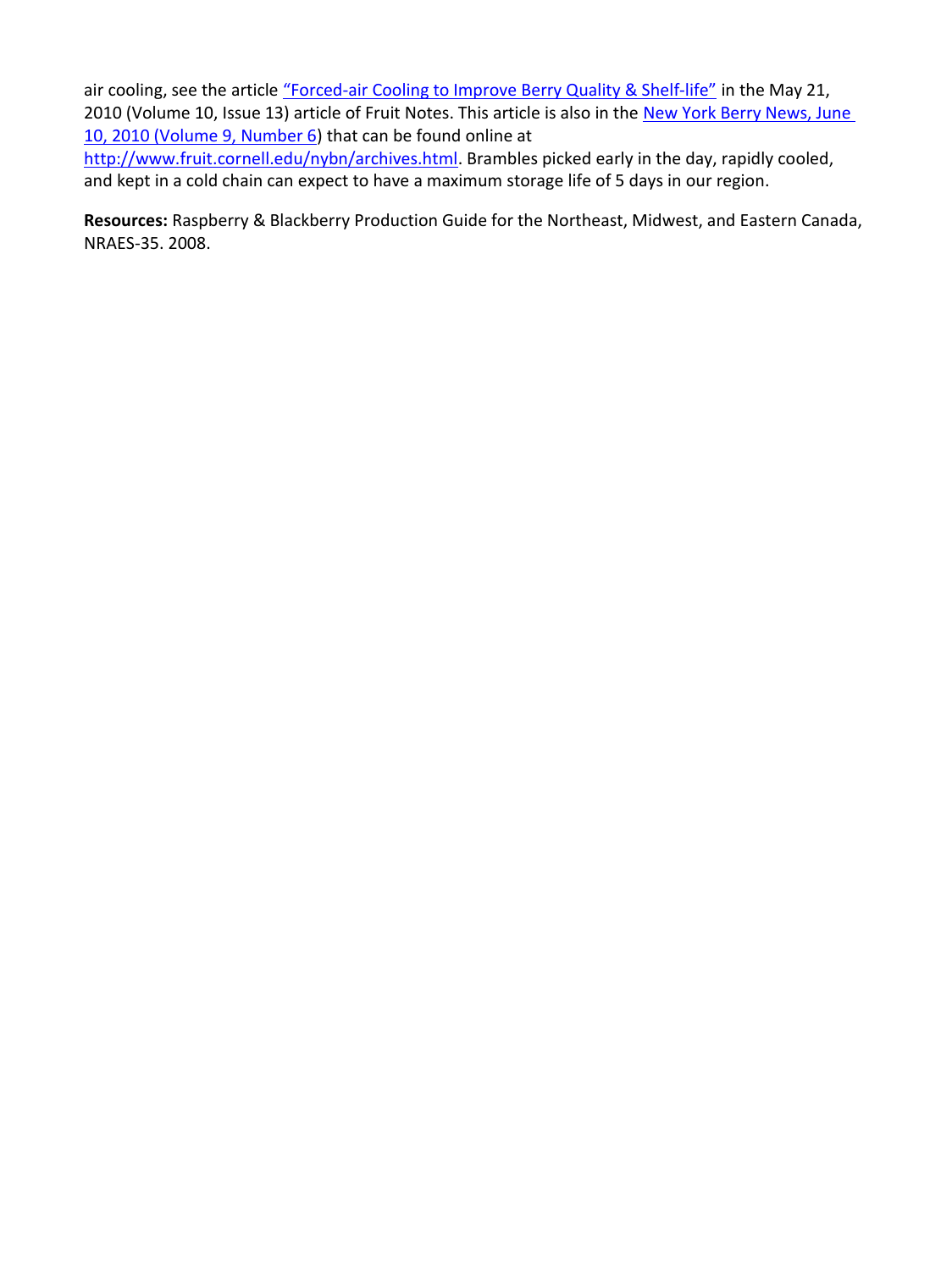air cooling, see the article [“Forced-air Cooling to Improve Berry Quality & Shelf-life”](#) in the May 21, 2010 (Volume 10, Issue 13) article of Fruit Notes. This article is also in the [New York Berry News, June 10, 2010 (Volume 9, Number 6)](#) that can be found online at [http://www.fruit.cornell.edu/nybn/archives.html](http://www.fruit.cornell.edu/nybn/archives.html). Brambles picked early in the day, rapidly cooled, and kept in a cold chain can expect to have a maximum storage life of 5 days in our region.

**Resources:** Raspberry & Blackberry Production Guide for the Northeast, Midwest, and Eastern Canada, NRAES-35. 2008.